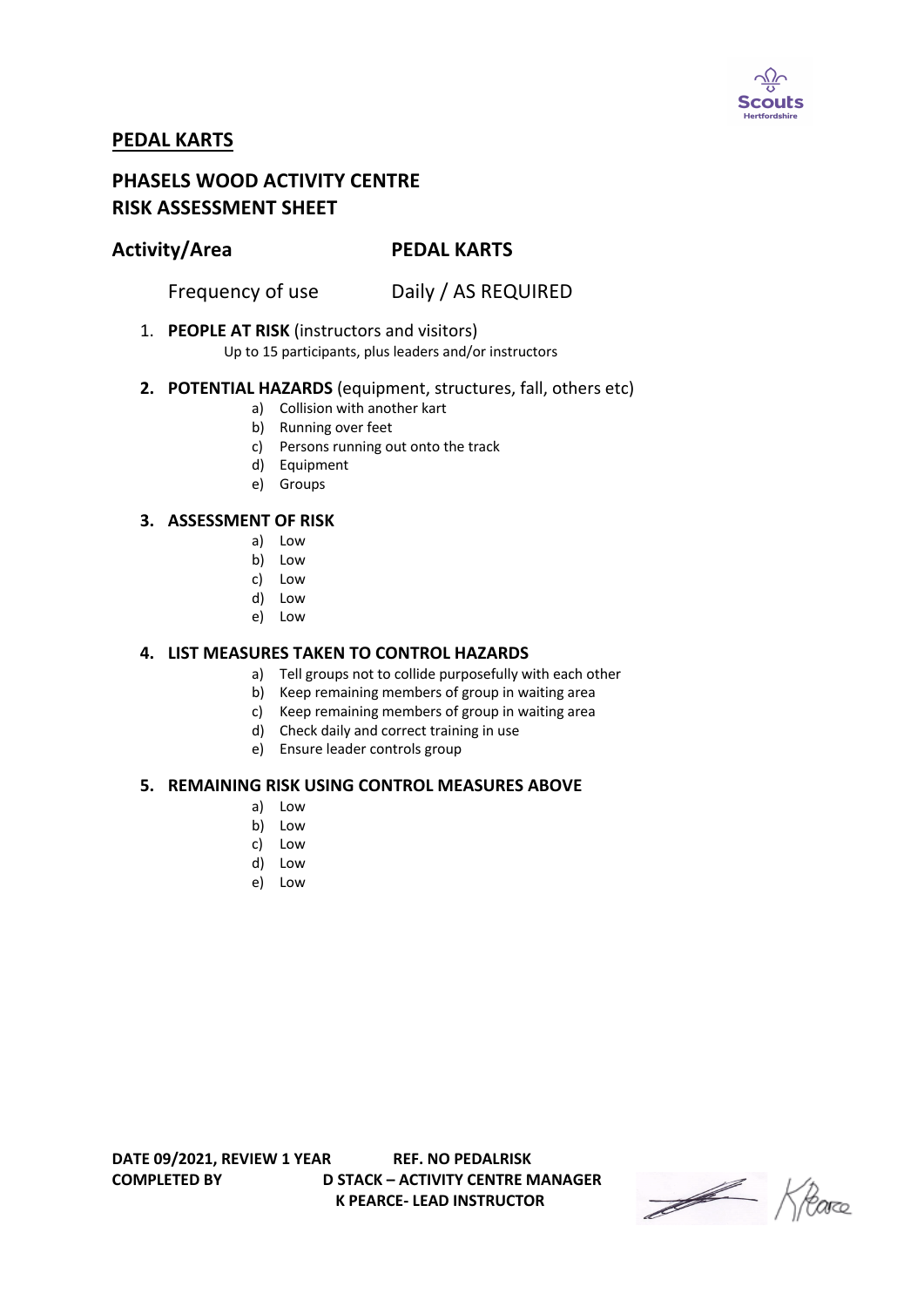## PEDAL KARTS

## PHASELS WOOD ACTIVITY CENTRE
## RISK ASSESSMENT SHEET

### Activity/Area PEDAL KARTS

Frequency of use Daily / AS REQUIRED

1. **PEOPLE AT RISK** (instructors and visitors)
   Up to 15 participants, plus leaders and/or instructors

2. **POTENTIAL HAZARDS** (equipment, structures, fall, others etc)
   a) Collision with another kart
   b) Running over feet
   c) Persons running out onto the track
   d) Equipment
   e) Groups

3. **ASSESSMENT OF RISK**
   a) Low
   b) Low
   c) Low
   d) Low
   e) Low

4. **LIST MEASURES TAKEN TO CONTROL HAZARDS**
   a) Tell groups not to collide purposefully with each other
   b) Keep remaining members of group in waiting area
   c) Keep remaining members of group in waiting area
   d) Check daily and correct training in use
   e) Ensure leader controls group

5. **REMAINING RISK USING CONTROL MEASURES ABOVE**
   a) Low
   b) Low
   c) Low
   d) Low
   e) Low

**DATE 09/2021, REVIEW 1 YEAR** **REF. NO PEDALRISK**
**COMPLETED BY** **D STACK – ACTIVITY CENTRE MANAGER**
**K PEARCE- LEAD INSTRUCTOR**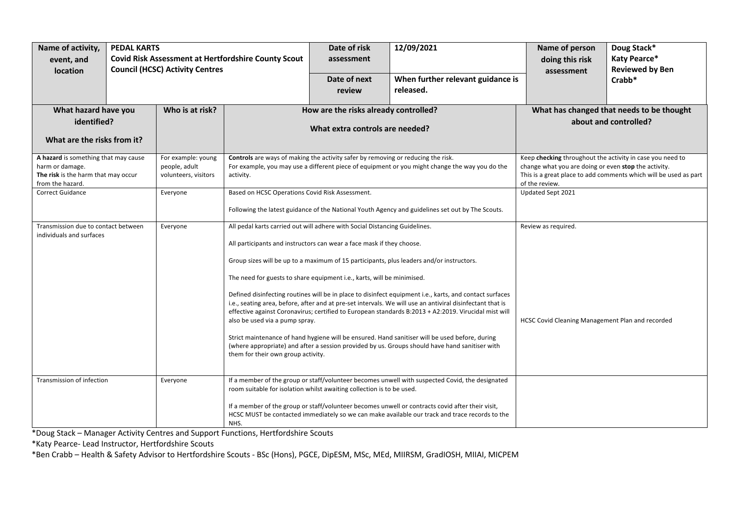| Name of activity, event, and location | PEDAL KARTS<br>Covid Risk Assessment at Hertfordshire County Scout Council (HCSC) Activity Centres | Date of risk assessment | 12/09/2021 | Name of person doing this risk assessment | Doug Stack*<br>Katy Pearce*<br>Reviewed by Ben Crabb* |
|---|---|---|---|---|---|
| | | Date of next review | When further relevant guidance is released. | | |

| What hazard have you identified?<br><br>What are the risks from it? | Who is at risk? | How are the risks already controlled?<br><br>What extra controls are needed? | What has changed that needs to be thought about and controlled? |
|---|---|---|---|
| **A hazard** is something that may cause harm or damage.<br>**The risk** is the harm that may occur from the hazard. | For example: young people, adult volunteers, visitors | **Controls** are ways of making the activity safer by removing or reducing the risk.<br>For example, you may use a different piece of equipment or you might change the way you do the activity. | Keep **checking** throughout the activity in case you need to change what you are doing or even **stop** the activity.<br>This is a great place to add comments which will be used as part of the review. |
| Correct Guidance | Everyone | Based on HCSC Operations Covid Risk Assessment.<br><br>Following the latest guidance of the National Youth Agency and guidelines set out by The Scouts. | Updated Sept 2021 |
| Transmission due to contact between individuals and surfaces | Everyone | All pedal karts carried out will adhere with Social Distancing Guidelines.<br><br>All participants and instructors can wear a face mask if they choose.<br><br>Group sizes will be up to a maximum of 15 participants, plus leaders and/or instructors.<br><br>The need for guests to share equipment i.e., karts, will be minimised.<br><br>Defined disinfecting routines will be in place to disinfect equipment i.e., karts, and contact surfaces i.e., seating area, before, after and at pre-set intervals. We will use an antiviral disinfectant that is effective against Coronavirus; certified to European standards B:2013 + A2:2019. Virucidal mist will also be used via a pump spray.<br><br>Strict maintenance of hand hygiene will be ensured. Hand sanitiser will be used before, during (where appropriate) and after a session provided by us. Groups should have hand sanitiser with them for their own group activity. | Review as required.<br><br>HCSC Covid Cleaning Management Plan and recorded |
| Transmission of infection | Everyone | If a member of the group or staff/volunteer becomes unwell with suspected Covid, the designated room suitable for isolation whilst awaiting collection is to be used.<br><br>If a member of the group or staff/volunteer becomes unwell or contracts covid after their visit, HCSC MUST be contacted immediately so we can make available our track and trace records to the NHS. | |

*Doug Stack – Manager Activity Centres and Support Functions, Hertfordshire Scouts

*Katy Pearce- Lead Instructor, Hertfordshire Scouts

*Ben Crabb – Health & Safety Advisor to Hertfordshire Scouts - BSc (Hons), PGCE, DipESM, MSc, MEd, MIIRSM, GradIOSH, MIIAI, MICPEM